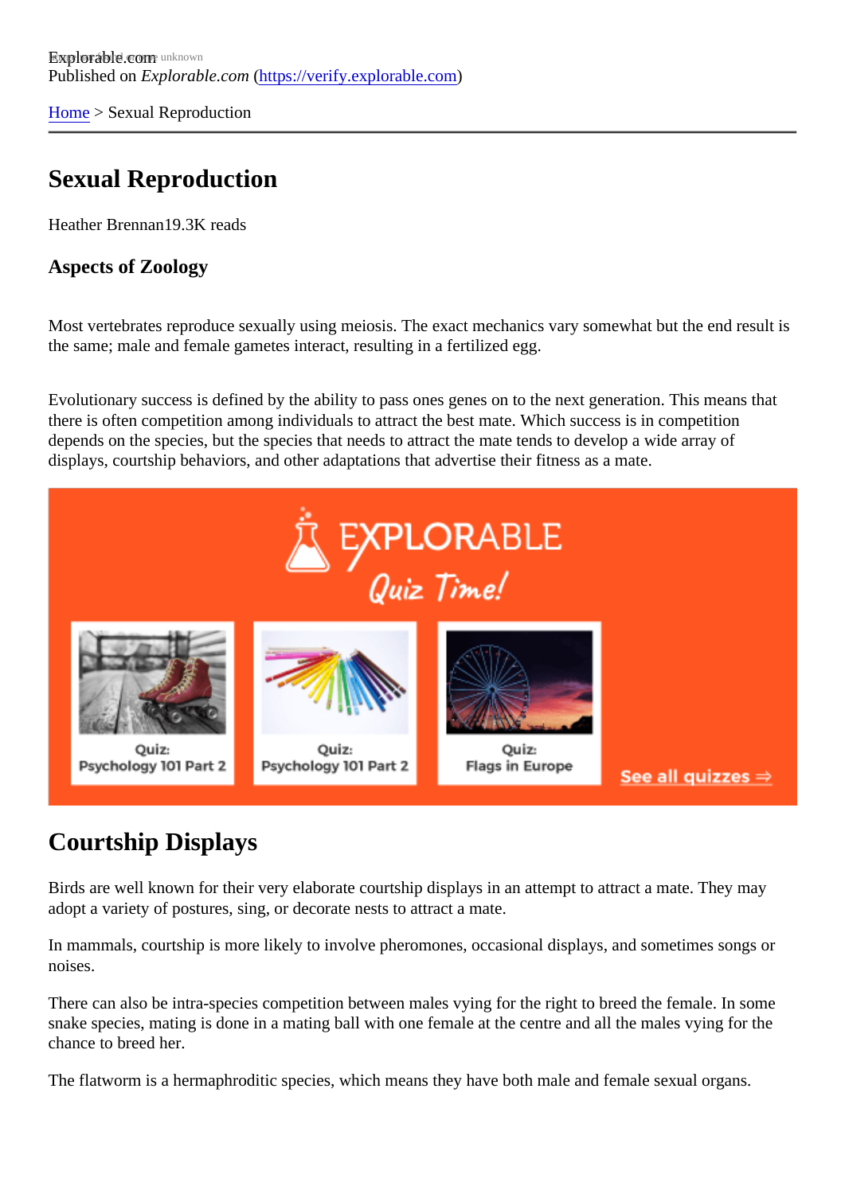Explorable.com
Published on *Explorable.com* (https://verify.explorable.com)

Home > Sexual Reproduction

# Sexual Reproduction

Heather Brennan19.3K reads

### Aspects of Zoology

Most vertebrates reproduce sexually using meiosis. The exact mechanics vary somewhat but the end result is the same; male and female gametes interact, resulting in a fertilized egg.

Evolutionary success is defined by the ability to pass ones genes on to the next generation. This means that there is often competition among individuals to attract the best mate. Which success is in competition depends on the species, but the species that needs to attract the mate tends to develop a wide array of displays, courtship behaviors, and other adaptations that advertise their fitness as a mate.

## Courtship Displays

Birds are well known for their very elaborate courtship displays in an attempt to attract a mate. They may adopt a variety of postures, sing, or decorate nests to attract a mate.

In mammals, courtship is more likely to involve pheromones, occasional displays, and sometimes songs or noises.

There can also be intra-species competition between males vying for the right to breed the female. In some snake species, mating is done in a mating ball with one female at the centre and all the males vying for the chance to breed her.

The flatworm is a hermaphroditic species, which means they have both male and female sexual organs.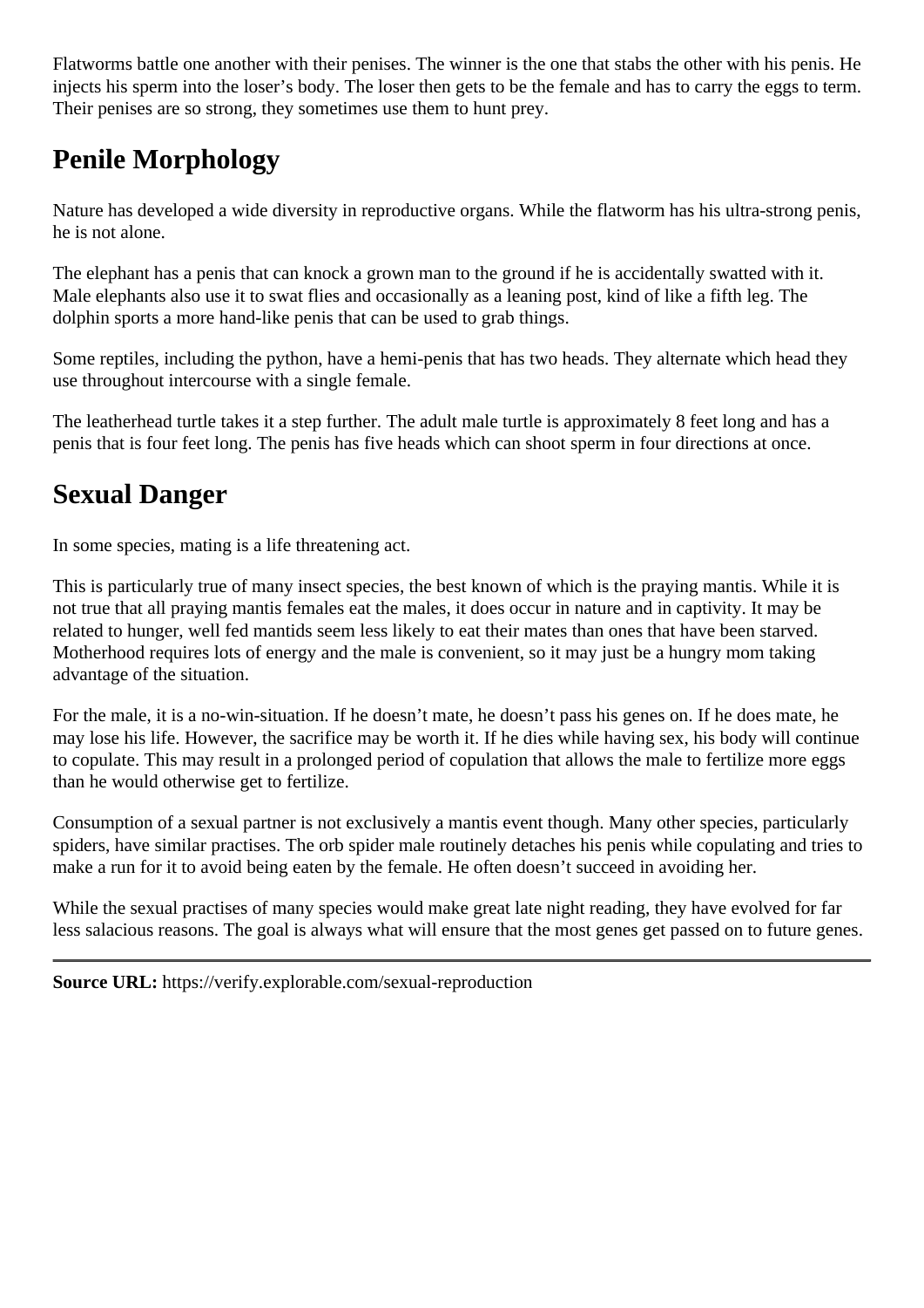Flatworms battle one another with their penises. The winner is the one that stabs the other with his penis. He injects his sperm into the loser's body. The loser then gets to be the female and has to carry the eggs to term. Their penises are so strong, they sometimes use them to hunt prey.

## Penile Morphology

Nature has developed a wide diversity in reproductive organs. While the flatworm has his ultra-strong penis, he is not alone.

The elephant has a penis that can knock a grown man to the ground if he is accidentally swatted with it. Male elephants also use it to swat flies and occasionally as a leaning post, kind of like a fifth leg. The dolphin sports a more hand-like penis that can be used to grab things.

Some reptiles, including the python, have a hemi-penis that has two heads. They alternate which head they use throughout intercourse with a single female.

The leatherhead turtle takes it a step further. The adult male turtle is approximately 8 feet long and has a penis that is four feet long. The penis has five heads which can shoot sperm in four directions at once.

## Sexual Danger

In some species, mating is a life threatening act.

This is particularly true of many insect species, the best known of which is the praying mantis. While it is not true that all praying mantis females eat the males, it does occur in nature and in captivity. It may be related to hunger, well fed mantids seem less likely to eat their mates than ones that have been starved. Motherhood requires lots of energy and the male is convenient, so it may just be a hungry mom taking advantage of the situation.

For the male, it is a no-win-situation. If he doesn't mate, he doesn't pass his genes on. If he does mate, he may lose his life. However, the sacrifice may be worth it. If he dies while having sex, his body will continue to copulate. This may result in a prolonged period of copulation that allows the male to fertilize more eggs than he would otherwise get to fertilize.

Consumption of a sexual partner is not exclusively a mantis event though. Many other species, particularly spiders, have similar practises. The orb spider male routinely detaches his penis while copulating and tries to make a run for it to avoid being eaten by the female. He often doesn't succeed in avoiding her.

While the sexual practises of many species would make great late night reading, they have evolved for far less salacious reasons. The goal is always what will ensure that the most genes get passed on to future genes.

---

**Source URL:** https://verify.explorable.com/sexual-reproduction